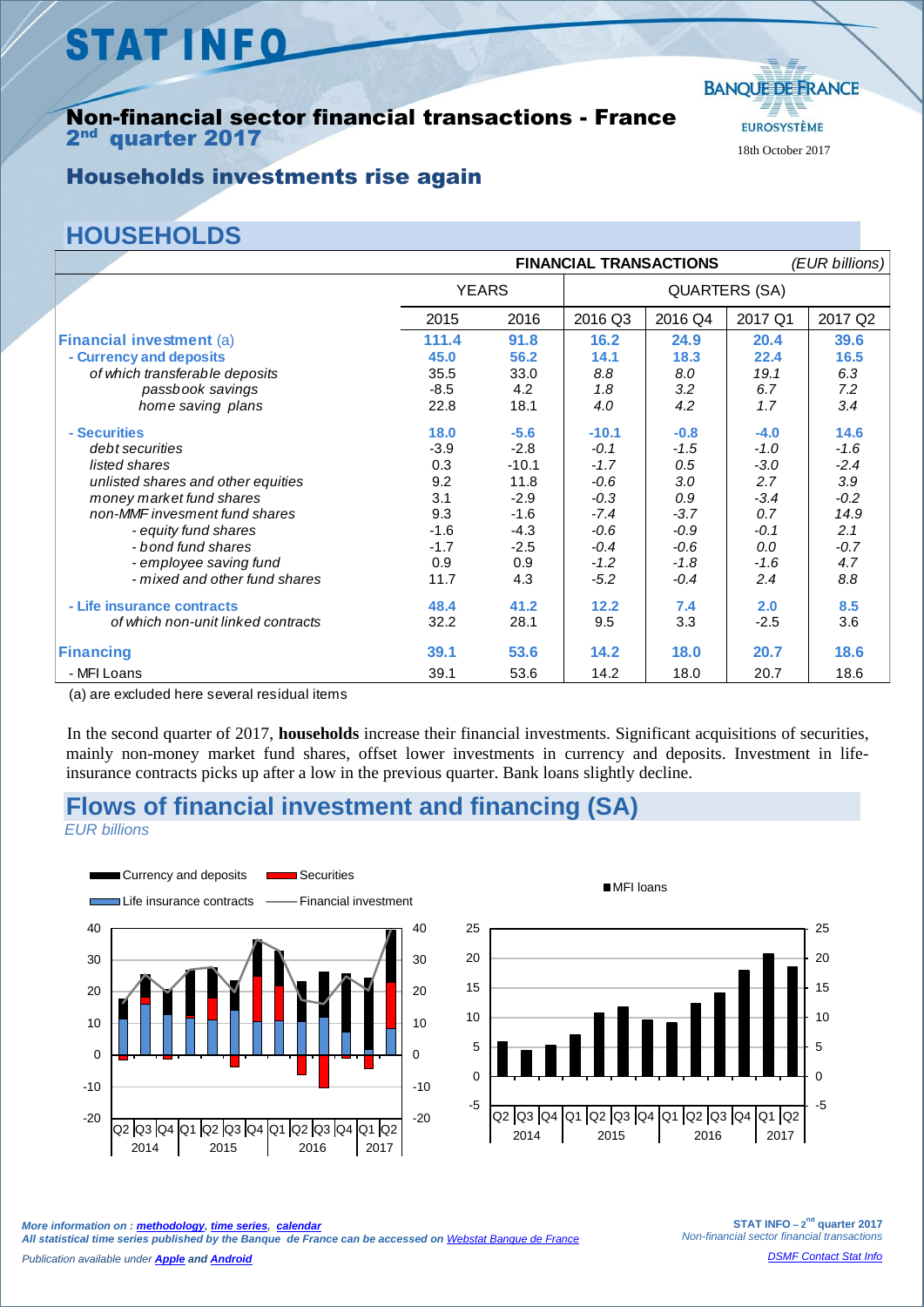# STAT INFO

## Non-financial sector financial transactions - France
## 2nd quarter 2017

BANQUE DE FRANCE
EUROSYSTÈME

18th October 2017

## Households investments rise again

## HOUSEHOLDS

| FINANCIAL TRANSACTIONS *(EUR billions)* | YEARS | | QUARTERS (SA) | | | |
|---|---|---|---|---|---|---|
| | 2015 | 2016 | 2016 Q3 | 2016 Q4 | 2017 Q1 | 2017 Q2 |
| **Financial investment** (a) | **111.4** | **91.8** | **16.2** | **24.9** | **20.4** | **39.6** |
| **- Currency and deposits** | **45.0** | **56.2** | **14.1** | **18.3** | **22.4** | **16.5** |
| *of which transferable deposits* | 35.5 | 33.0 | *8.8* | *8.0* | *19.1* | *6.3* |
| *passbook savings* | -8.5 | 4.2 | *1.8* | *3.2* | *6.7* | *7.2* |
| *home saving plans* | 22.8 | 18.1 | *4.0* | *4.2* | *1.7* | *3.4* |
| **- Securities** | **18.0** | **-5.6** | **-10.1** | **-0.8** | **-4.0** | **14.6** |
| *debt securities* | -3.9 | -2.8 | *-0.1* | *-1.5* | *-1.0* | *-1.6* |
| *listed shares* | 0.3 | -10.1 | *-1.7* | *0.5* | *-3.0* | *-2.4* |
| *unlisted shares and other equities* | 9.2 | 11.8 | *-0.6* | *3.0* | *2.7* | *3.9* |
| *money market fund shares* | 3.1 | -2.9 | *-0.3* | *0.9* | *-3.4* | *-0.2* |
| *non-MMF invesment fund shares* | 9.3 | -1.6 | *-7.4* | *-3.7* | *0.7* | *14.9* |
| *- equity fund shares* | -1.6 | -4.3 | *-0.6* | *-0.9* | *-0.1* | *2.1* |
| *- bond fund shares* | -1.7 | -2.5 | *-0.4* | *-0.6* | *0.0* | *-0.7* |
| *- employee saving fund* | 0.9 | 0.9 | *-1.2* | *-1.8* | *-1.6* | *4.7* |
| *- mixed and other fund shares* | 11.7 | 4.3 | *-5.2* | *-0.4* | *2.4* | *8.8* |
| **- Life insurance contracts** | **48.4** | **41.2** | **12.2** | **7.4** | **2.0** | **8.5** |
| *of which non-unit linked contracts* | 32.2 | 28.1 | 9.5 | 3.3 | -2.5 | 3.6 |
| **Financing** | **39.1** | **53.6** | **14.2** | **18.0** | **20.7** | **18.6** |
| - MFI Loans | 39.1 | 53.6 | 14.2 | 18.0 | 20.7 | 18.6 |

(a) are excluded here several residual items

In the second quarter of 2017, **households** increase their financial investments. Significant acquisitions of securities, mainly non-money market fund shares, offset lower investments in currency and deposits. Investment in life-insurance contracts picks up after a low in the previous quarter. Bank loans slightly decline.

## Flows of financial investment and financing (SA)

*EUR billions*

More information on : *methodology*, *time series*, *calendar*
*All statistical time series published by the Banque de France can be accessed on Webstat Banque de France*

*Publication available under Apple and Android*

*DSMF Contact Stat Info*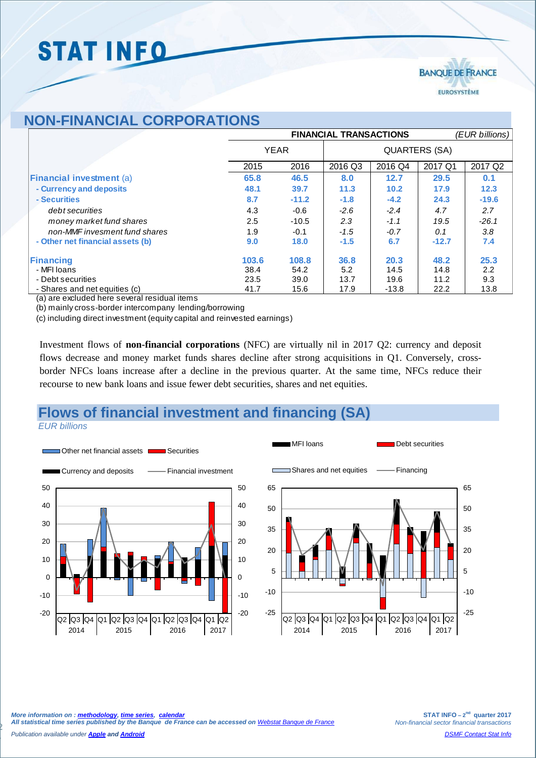## NON-FINANCIAL CORPORATIONS

| | FINANCIAL TRANSACTIONS | | | | | *(EUR billions)* |
|---|---|---|---|---|---|---|
| | YEAR | | QUARTERS (SA) | | | |
| | 2015 | 2016 | 2016 Q3 | 2016 Q4 | 2017 Q1 | 2017 Q2 |
| **Financial investment** (a) | **65.8** | **46.5** | **8.0** | **12.7** | **29.5** | **0.1** |
| **- Currency and deposits** | **48.1** | **39.7** | **11.3** | **10.2** | **17.9** | **12.3** |
| **- Securities** | **8.7** | **-11.2** | **-1.8** | **-4.2** | **24.3** | **-19.6** |
| *debt securities* | 4.3 | -0.6 | *-2.6* | *-2.4* | *4.7* | *2.7* |
| *money market fund shares* | 2.5 | -10.5 | *2.3* | *-1.1* | *19.5* | *-26.1* |
| *non-MMF invesment fund shares* | 1.9 | -0.1 | *-1.5* | *-0.7* | *0.1* | *3.8* |
| **- Other net financial assets (b)** | **9.0** | **18.0** | **-1.5** | **6.7** | **-12.7** | **7.4** |
| **Financing** | **103.6** | **108.8** | **36.8** | **20.3** | **48.2** | **25.3** |
| - MFI loans | 38.4 | 54.2 | 5.2 | 14.5 | 14.8 | 2.2 |
| - Debt securities | 23.5 | 39.0 | 13.7 | 19.6 | 11.2 | 9.3 |
| - Shares and net equities (c) | 41.7 | 15.6 | 17.9 | -13.8 | 22.2 | 13.8 |

(a) are excluded here several residual items

(b) mainly cross-border intercompany lending/borrowing

(c) including direct investment (equity capital and reinvested earnings)

Investment flows of **non-financial corporations** (NFC) are virtually nil in 2017 Q2: currency and deposit flows decrease and money market funds shares decline after strong acquisitions in Q1. Conversely, cross-border NFCs loans increase after a decline in the previous quarter. At the same time, NFCs reduce their recourse to new bank loans and issue fewer debt securities, shares and net equities.

## Flows of financial investment and financing (SA)

*EUR billions*

*More information on : methodology, time series, calendar*
***All statistical time series published by the Banque de France can be accessed on Webstat Banque de France***
*Publication available under **Apple** and **Android***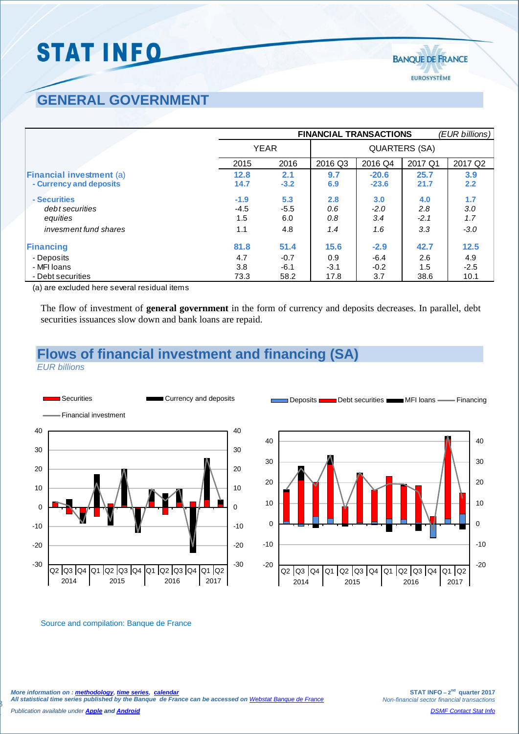# STAT INFO

BANQUE DE FRANCE
EUROSYSTÈME

## GENERAL GOVERNMENT

| | FINANCIAL TRANSACTIONS | | | | | *(EUR billions)* |
|---|---|---|---|---|---|---|
| | YEAR | | QUARTERS (SA) | | | |
| | 2015 | 2016 | 2016 Q3 | 2016 Q4 | 2017 Q1 | 2017 Q2 |
| **Financial investment** (a) | **12.8** | **2.1** | **9.7** | **-20.6** | **25.7** | **3.9** |
| **- Currency and deposits** | **14.7** | **-3.2** | **6.9** | **-23.6** | **21.7** | **2.2** |
| **- Securities** | **-1.9** | **5.3** | **2.8** | **3.0** | **4.0** | **1.7** |
| *debt securities* | -4.5 | -5.5 | *0.6* | *-2.0* | *2.8* | *3.0* |
| *equities* | 1.5 | 6.0 | *0.8* | *3.4* | *-2.1* | *1.7* |
| *invesment fund shares* | 1.1 | 4.8 | *1.4* | *1.6* | *3.3* | *-3.0* |
| **Financing** | **81.8** | **51.4** | **15.6** | **-2.9** | **42.7** | **12.5** |
| - Deposits | 4.7 | -0.7 | 0.9 | -6.4 | 2.6 | 4.9 |
| - MFI loans | 3.8 | -6.1 | -3.1 | -0.2 | 1.5 | -2.5 |
| - Debt securities | 73.3 | 58.2 | 17.8 | 3.7 | 38.6 | 10.1 |

(a) are excluded here several residual items

The flow of investment of **general government** in the form of currency and deposits decreases. In parallel, debt securities issuances slow down and bank loans are repaid.

## Flows of financial investment and financing (SA)

*EUR billions*

Securities
Currency and deposits
Financial investment

40 30 20 10 0 -10 -20 -30

Q2 Q3 Q4 Q1 Q2 Q3 Q4 Q1 Q2 Q3 Q4 Q1 Q2
2014 2015 2016 2017

Deposits
Debt securities
MFI loans
Financing

40 30 20 10 0 -10 -20

Q2 Q3 Q4 Q1 Q2 Q3 Q4 Q1 Q2 Q3 Q4 Q1 Q2
2014 2015 2016 2017

Source and compilation: Banque de France

*More information on : methodology, time series, calendar*
*All statistical time series published by the Banque de France can be accessed on Webstat Banque de France*
*Publication available under Apple and Android*

**STAT INFO – 2nd quarter 2017**
*Non-financial sector financial transactions*
*DSMF Contact Stat Info*